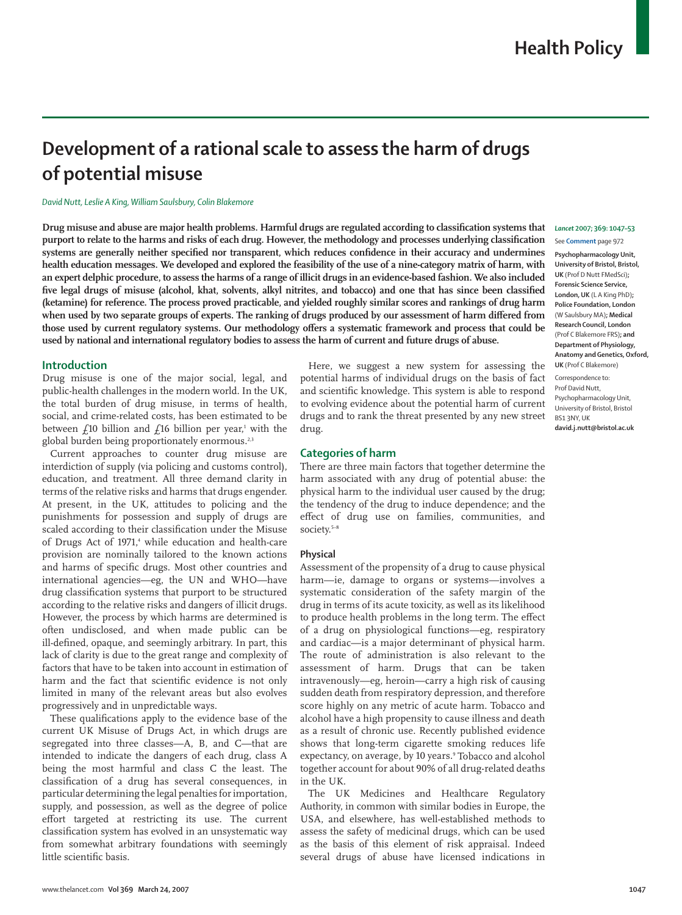Health Policy

# Development of a rational scale to assess the harm of drugs of potential misuse

*David Nutt, Leslie A King, William Saulsbury, Colin Blakemore*

**Drug misuse and abuse are major health problems. Harmful drugs are regulated according to classification systems that purport to relate to the harms and risks of each drug. However, the methodology and processes underlying classification systems are generally neither specified nor transparent, which reduces confidence in their accuracy and undermines health education messages. We developed and explored the feasibility of the use of a nine-category matrix of harm, with an expert delphic procedure, to assess the harms of a range of illicit drugs in an evidence-based fashion. We also included five legal drugs of misuse (alcohol, khat, solvents, alkyl nitrites, and tobacco) and one that has since been classified (ketamine) for reference. The process proved practicable, and yielded roughly similar scores and rankings of drug harm when used by two separate groups of experts. The ranking of drugs produced by our assessment of harm differed from those used by current regulatory systems. Our methodology offers a systematic framework and process that could be used by national and international regulatory bodies to assess the harm of current and future drugs of abuse.**

*Lancet* 2007; 369: 1047–53

See **Comment** page 972

**Psychopharmacology Unit, University of Bristol, Bristol, UK** (Prof D Nutt FMedSci); **Forensic Science Service, London, UK** (L A King PhD); **Police Foundation, London** (W Saulsbury MA); **Medical Research Council, London** (Prof C Blakemore FRS); **and Department of Physiology, Anatomy and Genetics, Oxford, UK** (Prof C Blakemore)

Correspondence to: Prof David Nutt, Psychopharmacology Unit, University of Bristol, Bristol BS1 3NY, UK
**david.j.nutt@bristol.ac.uk**

## Introduction

Drug misuse is one of the major social, legal, and public-health challenges in the modern world. In the UK, the total burden of drug misuse, in terms of health, social, and crime-related costs, has been estimated to be between £10 billion and £16 billion per year,[1] with the global burden being proportionately enormous.[2,3]

Current approaches to counter drug misuse are interdiction of supply (via policing and customs control), education, and treatment. All three demand clarity in terms of the relative risks and harms that drugs engender. At present, in the UK, attitudes to policing and the punishments for possession and supply of drugs are scaled according to their classification under the Misuse of Drugs Act of 1971,[4] while education and health-care provision are nominally tailored to the known actions and harms of specific drugs. Most other countries and international agencies—eg, the UN and WHO—have drug classification systems that purport to be structured according to the relative risks and dangers of illicit drugs. However, the process by which harms are determined is often undisclosed, and when made public can be ill-defined, opaque, and seemingly arbitrary. In part, this lack of clarity is due to the great range and complexity of factors that have to be taken into account in estimation of harm and the fact that scientific evidence is not only limited in many of the relevant areas but also evolves progressively and in unpredictable ways.

These qualifications apply to the evidence base of the current UK Misuse of Drugs Act, in which drugs are segregated into three classes—A, B, and C—that are intended to indicate the dangers of each drug, class A being the most harmful and class C the least. The classification of a drug has several consequences, in particular determining the legal penalties for importation, supply, and possession, as well as the degree of police effort targeted at restricting its use. The current classification system has evolved in an unsystematic way from somewhat arbitrary foundations with seemingly little scientific basis.

Here, we suggest a new system for assessing the potential harms of individual drugs on the basis of fact and scientific knowledge. This system is able to respond to evolving evidence about the potential harm of current drugs and to rank the threat presented by any new street drug.

## Categories of harm

There are three main factors that together determine the harm associated with any drug of potential abuse: the physical harm to the individual user caused by the drug; the tendency of the drug to induce dependence; and the effect of drug use on families, communities, and society.[5–8]

### Physical

Assessment of the propensity of a drug to cause physical harm—ie, damage to organs or systems—involves a systematic consideration of the safety margin of the drug in terms of its acute toxicity, as well as its likelihood to produce health problems in the long term. The effect of a drug on physiological functions—eg, respiratory and cardiac—is a major determinant of physical harm. The route of administration is also relevant to the assessment of harm. Drugs that can be taken intravenously—eg, heroin—carry a high risk of causing sudden death from respiratory depression, and therefore score highly on any metric of acute harm. Tobacco and alcohol have a high propensity to cause illness and death as a result of chronic use. Recently published evidence shows that long-term cigarette smoking reduces life expectancy, on average, by 10 years.[9] Tobacco and alcohol together account for about 90% of all drug-related deaths in the UK.

The UK Medicines and Healthcare Regulatory Authority, in common with similar bodies in Europe, the USA, and elsewhere, has well-established methods to assess the safety of medicinal drugs, which can be used as the basis of this element of risk appraisal. Indeed several drugs of abuse have licensed indications in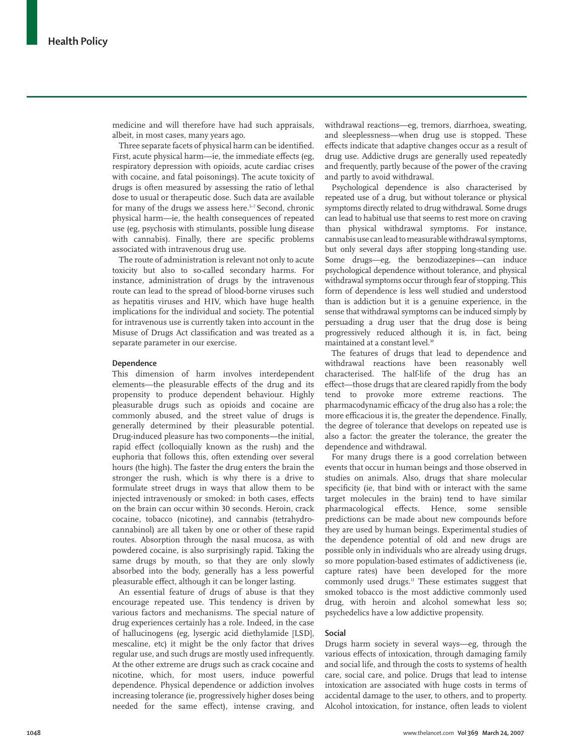medicine and will therefore have had such appraisals, albeit, in most cases, many years ago.

Three separate facets of physical harm can be identified. First, acute physical harm—ie, the immediate effects (eg, respiratory depression with opioids, acute cardiac crises with cocaine, and fatal poisonings). The acute toxicity of drugs is often measured by assessing the ratio of lethal dose to usual or therapeutic dose. Such data are available for many of the drugs we assess here.[5–7] Second, chronic physical harm—ie, the health consequences of repeated use (eg, psychosis with stimulants, possible lung disease with cannabis). Finally, there are specific problems associated with intravenous drug use.

The route of administration is relevant not only to acute toxicity but also to so-called secondary harms. For instance, administration of drugs by the intravenous route can lead to the spread of blood-borne viruses such as hepatitis viruses and HIV, which have huge health implications for the individual and society. The potential for intravenous use is currently taken into account in the Misuse of Drugs Act classification and was treated as a separate parameter in our exercise.

### Dependence

This dimension of harm involves interdependent elements—the pleasurable effects of the drug and its propensity to produce dependent behaviour. Highly pleasurable drugs such as opioids and cocaine are commonly abused, and the street value of drugs is generally determined by their pleasurable potential. Drug-induced pleasure has two components—the initial, rapid effect (colloquially known as the rush) and the euphoria that follows this, often extending over several hours (the high). The faster the drug enters the brain the stronger the rush, which is why there is a drive to formulate street drugs in ways that allow them to be injected intravenously or smoked: in both cases, effects on the brain can occur within 30 seconds. Heroin, crack cocaine, tobacco (nicotine), and cannabis (tetrahydrocannabinol) are all taken by one or other of these rapid routes. Absorption through the nasal mucosa, as with powdered cocaine, is also surprisingly rapid. Taking the same drugs by mouth, so that they are only slowly absorbed into the body, generally has a less powerful pleasurable effect, although it can be longer lasting.

An essential feature of drugs of abuse is that they encourage repeated use. This tendency is driven by various factors and mechanisms. The special nature of drug experiences certainly has a role. Indeed, in the case of hallucinogens (eg, lysergic acid diethylamide [LSD], mescaline, etc) it might be the only factor that drives regular use, and such drugs are mostly used infrequently. At the other extreme are drugs such as crack cocaine and nicotine, which, for most users, induce powerful dependence. Physical dependence or addiction involves increasing tolerance (ie, progressively higher doses being needed for the same effect), intense craving, and withdrawal reactions—eg, tremors, diarrhoea, sweating, and sleeplessness—when drug use is stopped. These effects indicate that adaptive changes occur as a result of drug use. Addictive drugs are generally used repeatedly and frequently, partly because of the power of the craving and partly to avoid withdrawal.

Psychological dependence is also characterised by repeated use of a drug, but without tolerance or physical symptoms directly related to drug withdrawal. Some drugs can lead to habitual use that seems to rest more on craving than physical withdrawal symptoms. For instance, cannabis use can lead to measurable withdrawal symptoms, but only several days after stopping long-standing use. Some drugs—eg, the benzodiazepines—can induce psychological dependence without tolerance, and physical withdrawal symptoms occur through fear of stopping. This form of dependence is less well studied and understood than is addiction but it is a genuine experience, in the sense that withdrawal symptoms can be induced simply by persuading a drug user that the drug dose is being progressively reduced although it is, in fact, being maintained at a constant level.[10]

The features of drugs that lead to dependence and withdrawal reactions have been reasonably well characterised. The half-life of the drug has an effect—those drugs that are cleared rapidly from the body tend to provoke more extreme reactions. The pharmacodynamic efficacy of the drug also has a role; the more efficacious it is, the greater the dependence. Finally, the degree of tolerance that develops on repeated use is also a factor: the greater the tolerance, the greater the dependence and withdrawal.

For many drugs there is a good correlation between events that occur in human beings and those observed in studies on animals. Also, drugs that share molecular specificity (ie, that bind with or interact with the same target molecules in the brain) tend to have similar pharmacological effects. Hence, some sensible predictions can be made about new compounds before they are used by human beings. Experimental studies of the dependence potential of old and new drugs are possible only in individuals who are already using drugs, so more population-based estimates of addictiveness (ie, capture rates) have been developed for the more commonly used drugs.[11] These estimates suggest that smoked tobacco is the most addictive commonly used drug, with heroin and alcohol somewhat less so; psychedelics have a low addictive propensity.

### Social

Drugs harm society in several ways—eg, through the various effects of intoxication, through damaging family and social life, and through the costs to systems of health care, social care, and police. Drugs that lead to intense intoxication are associated with huge costs in terms of accidental damage to the user, to others, and to property. Alcohol intoxication, for instance, often leads to violent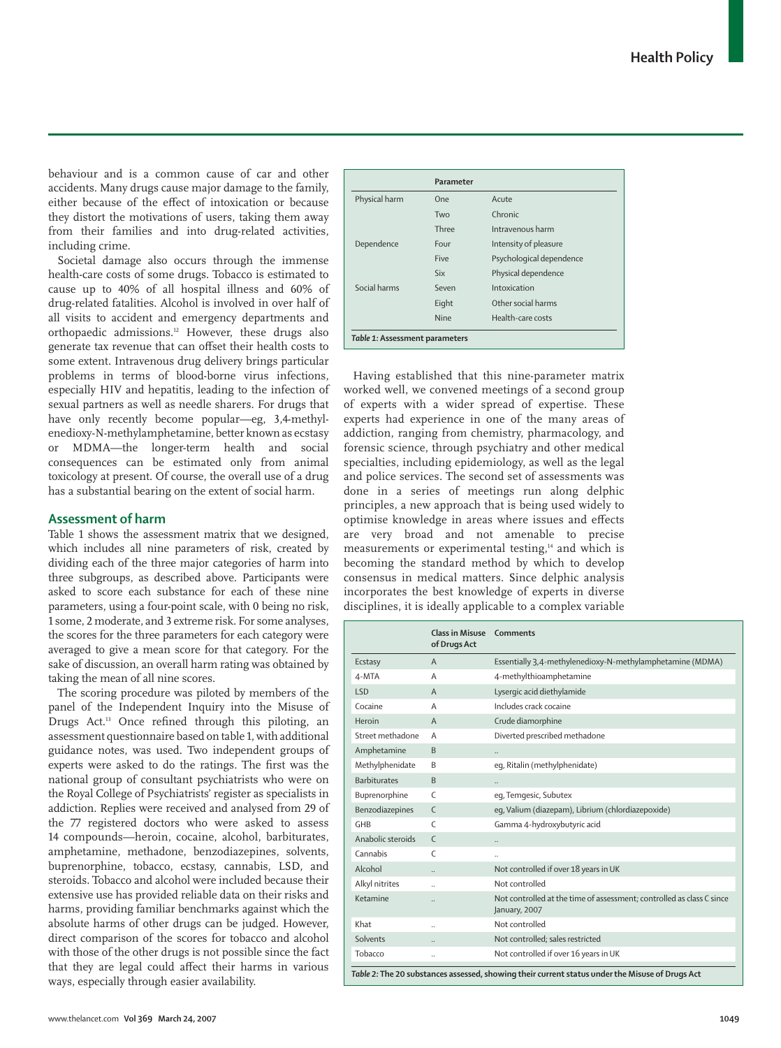behaviour and is a common cause of car and other accidents. Many drugs cause major damage to the family, either because of the effect of intoxication or because they distort the motivations of users, taking them away from their families and into drug-related activities, including crime.

Societal damage also occurs through the immense health-care costs of some drugs. Tobacco is estimated to cause up to 40% of all hospital illness and 60% of drug-related fatalities. Alcohol is involved in over half of all visits to accident and emergency departments and orthopaedic admissions.[12] However, these drugs also generate tax revenue that can offset their health costs to some extent. Intravenous drug delivery brings particular problems in terms of blood-borne virus infections, especially HIV and hepatitis, leading to the infection of sexual partners as well as needle sharers. For drugs that have only recently become popular—eg, 3,4-methylenedioxy-N-methylamphetamine, better known as ecstasy or MDMA—the longer-term health and social consequences can be estimated only from animal toxicology at present. Of course, the overall use of a drug has a substantial bearing on the extent of social harm.

## Assessment of harm

Table 1 shows the assessment matrix that we designed, which includes all nine parameters of risk, created by dividing each of the three major categories of harm into three subgroups, as described above. Participants were asked to score each substance for each of these nine parameters, using a four-point scale, with 0 being no risk, 1 some, 2 moderate, and 3 extreme risk. For some analyses, the scores for the three parameters for each category were averaged to give a mean score for that category. For the sake of discussion, an overall harm rating was obtained by taking the mean of all nine scores.

The scoring procedure was piloted by members of the panel of the Independent Inquiry into the Misuse of Drugs Act.[13] Once refined through this piloting, an assessment questionnaire based on table 1, with additional guidance notes, was used. Two independent groups of experts were asked to do the ratings. The first was the national group of consultant psychiatrists who were on the Royal College of Psychiatrists' register as specialists in addiction. Replies were received and analysed from 29 of the 77 registered doctors who were asked to assess 14 compounds—heroin, cocaine, alcohol, barbiturates, amphetamine, methadone, benzodiazepines, solvents, buprenorphine, tobacco, ecstasy, cannabis, LSD, and steroids. Tobacco and alcohol were included because their extensive use has provided reliable data on their risks and harms, providing familiar benchmarks against which the absolute harms of other drugs can be judged. However, direct comparison of the scores for tobacco and alcohol with those of the other drugs is not possible since the fact that they are legal could affect their harms in various ways, especially through easier availability.

| | Parameter | |
|---|---|---|
| Physical harm | One | Acute |
| | Two | Chronic |
| | Three | Intravenous harm |
| Dependence | Four | Intensity of pleasure |
| | Five | Psychological dependence |
| | Six | Physical dependence |
| Social harms | Seven | Intoxication |
| | Eight | Other social harms |
| | Nine | Health-care costs |

*Table 1:* **Assessment parameters**

Having established that this nine-parameter matrix worked well, we convened meetings of a second group of experts with a wider spread of expertise. These experts had experience in one of the many areas of addiction, ranging from chemistry, pharmacology, and forensic science, through psychiatry and other medical specialties, including epidemiology, as well as the legal and police services. The second set of assessments was done in a series of meetings run along delphic principles, a new approach that is being used widely to optimise knowledge in areas where issues and effects are very broad and not amenable to precise measurements or experimental testing,[14] and which is becoming the standard method by which to develop consensus in medical matters. Since delphic analysis incorporates the best knowledge of experts in diverse disciplines, it is ideally applicable to a complex variable

| | Class in Misuse of Drugs Act | Comments |
|---|---|---|
| Ecstasy | A | Essentially 3,4-methylenedioxy-N-methylamphetamine (MDMA) |
| 4-MTA | A | 4-methylthioamphetamine |
| LSD | A | Lysergic acid diethylamide |
| Cocaine | A | Includes crack cocaine |
| Heroin | A | Crude diamorphine |
| Street methadone | A | Diverted prescribed methadone |
| Amphetamine | B | .. |
| Methylphenidate | B | eg, Ritalin (methylphenidate) |
| Barbiturates | B | .. |
| Buprenorphine | C | eg, Temgesic, Subutex |
| Benzodiazepines | C | eg, Valium (diazepam), Librium (chlordiazepoxide) |
| GHB | C | Gamma 4-hydroxybutyric acid |
| Anabolic steroids | C | .. |
| Cannabis | C | .. |
| Alcohol | .. | Not controlled if over 18 years in UK |
| Alkyl nitrites | .. | Not controlled |
| Ketamine | .. | Not controlled at the time of assessment; controlled as class C since January, 2007 |
| Khat | .. | Not controlled |
| Solvents | .. | Not controlled; sales restricted |
| Tobacco | .. | Not controlled if over 16 years in UK |

*Table 2:* **The 20 substances assessed, showing their current status under the Misuse of Drugs Act**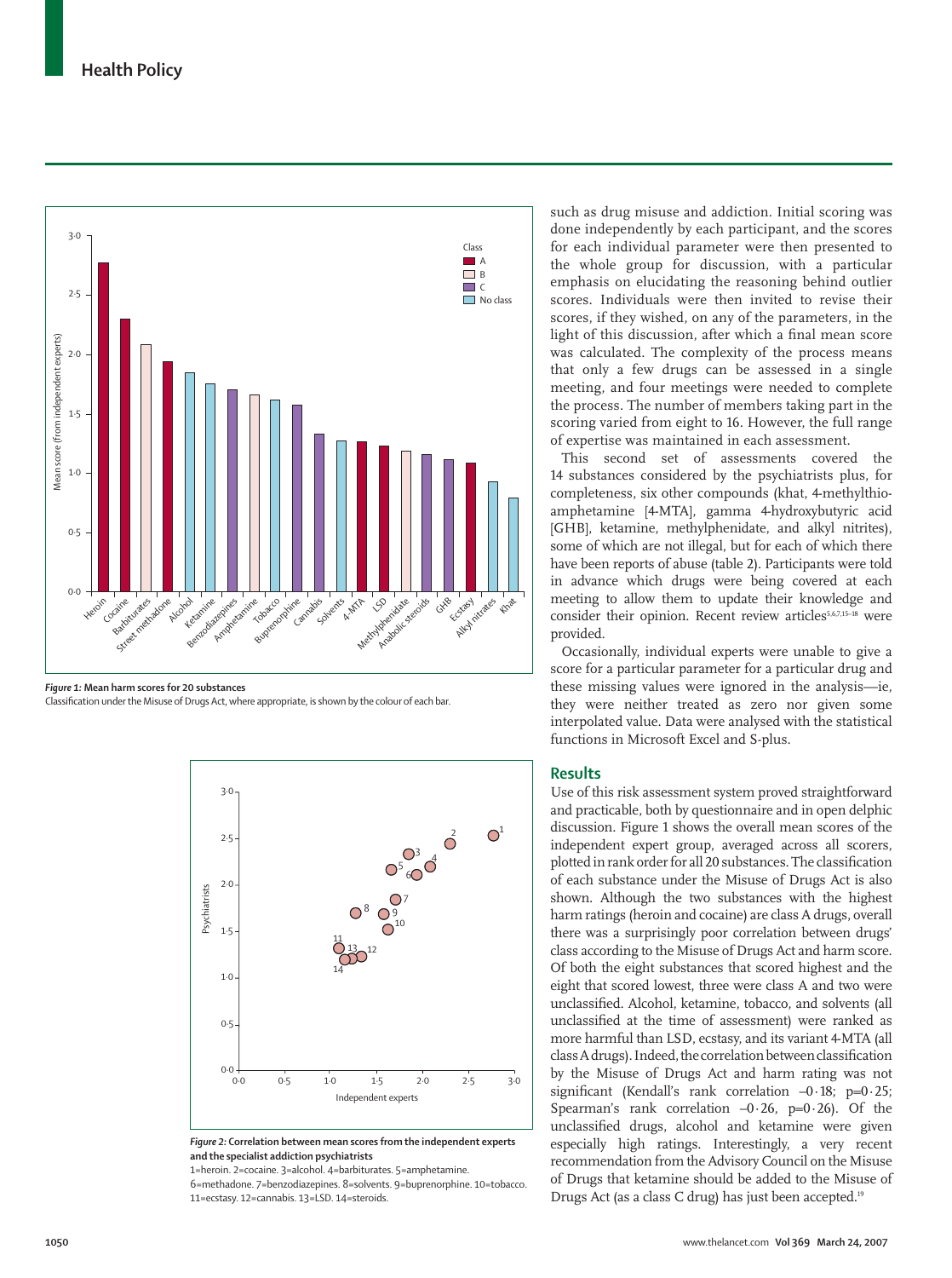Figure 1: Mean harm scores for 20 substances

Classification under the Misuse of Drugs Act, where appropriate, is shown by the colour of each bar.

Figure 2: Correlation between mean scores from the independent experts and the specialist addiction psychiatrists

1=heroin. 2=cocaine. 3=alcohol. 4=barbiturates. 5=amphetamine. 6=methadone. 7=benzodiazepines. 8=solvents. 9=buprenorphine. 10=tobacco. 11=ecstasy. 12=cannabis. 13=LSD. 14=steroids.

such as drug misuse and addiction. Initial scoring was done independently by each participant, and the scores for each individual parameter were then presented to the whole group for discussion, with a particular emphasis on elucidating the reasoning behind outlier scores. Individuals were then invited to revise their scores, if they wished, on any of the parameters, in the light of this discussion, after which a final mean score was calculated. The complexity of the process means that only a few drugs can be assessed in a single meeting, and four meetings were needed to complete the process. The number of members taking part in the scoring varied from eight to 16. However, the full range of expertise was maintained in each assessment.

This second set of assessments covered the 14 substances considered by the psychiatrists plus, for completeness, six other compounds (khat, 4-methylthio-amphetamine [4-MTA], gamma 4-hydroxybutyric acid [GHB], ketamine, methylphenidate, and alkyl nitrites), some of which are not illegal, but for each of which there have been reports of abuse (table 2). Participants were told in advance which drugs were being covered at each meeting to allow them to update their knowledge and consider their opinion. Recent review articles[5,6,7,15–18] were provided.

Occasionally, individual experts were unable to give a score for a particular parameter for a particular drug and these missing values were ignored in the analysis—ie, they were neither treated as zero nor given some interpolated value. Data were analysed with the statistical functions in Microsoft Excel and S-plus.

## Results

Use of this risk assessment system proved straightforward and practicable, both by questionnaire and in open delphic discussion. Figure 1 shows the overall mean scores of the independent expert group, averaged across all scorers, plotted in rank order for all 20 substances. The classification of each substance under the Misuse of Drugs Act is also shown. Although the two substances with the highest harm ratings (heroin and cocaine) are class A drugs, overall there was a surprisingly poor correlation between drugs' class according to the Misuse of Drugs Act and harm score. Of both the eight substances that scored highest and the eight that scored lowest, three were class A and two were unclassified. Alcohol, ketamine, tobacco, and solvents (all unclassified at the time of assessment) were ranked as more harmful than LSD, ecstasy, and its variant 4-MTA (all class A drugs). Indeed, the correlation between classification by the Misuse of Drugs Act and harm rating was not significant (Kendall's rank correlation $-0·18$; $p=0·25$; Spearman's rank correlation $-0·26$, $p=0·26$). Of the unclassified drugs, alcohol and ketamine were given especially high ratings. Interestingly, a very recent recommendation from the Advisory Council on the Misuse of Drugs that ketamine should be added to the Misuse of Drugs Act (as a class C drug) has just been accepted.[19]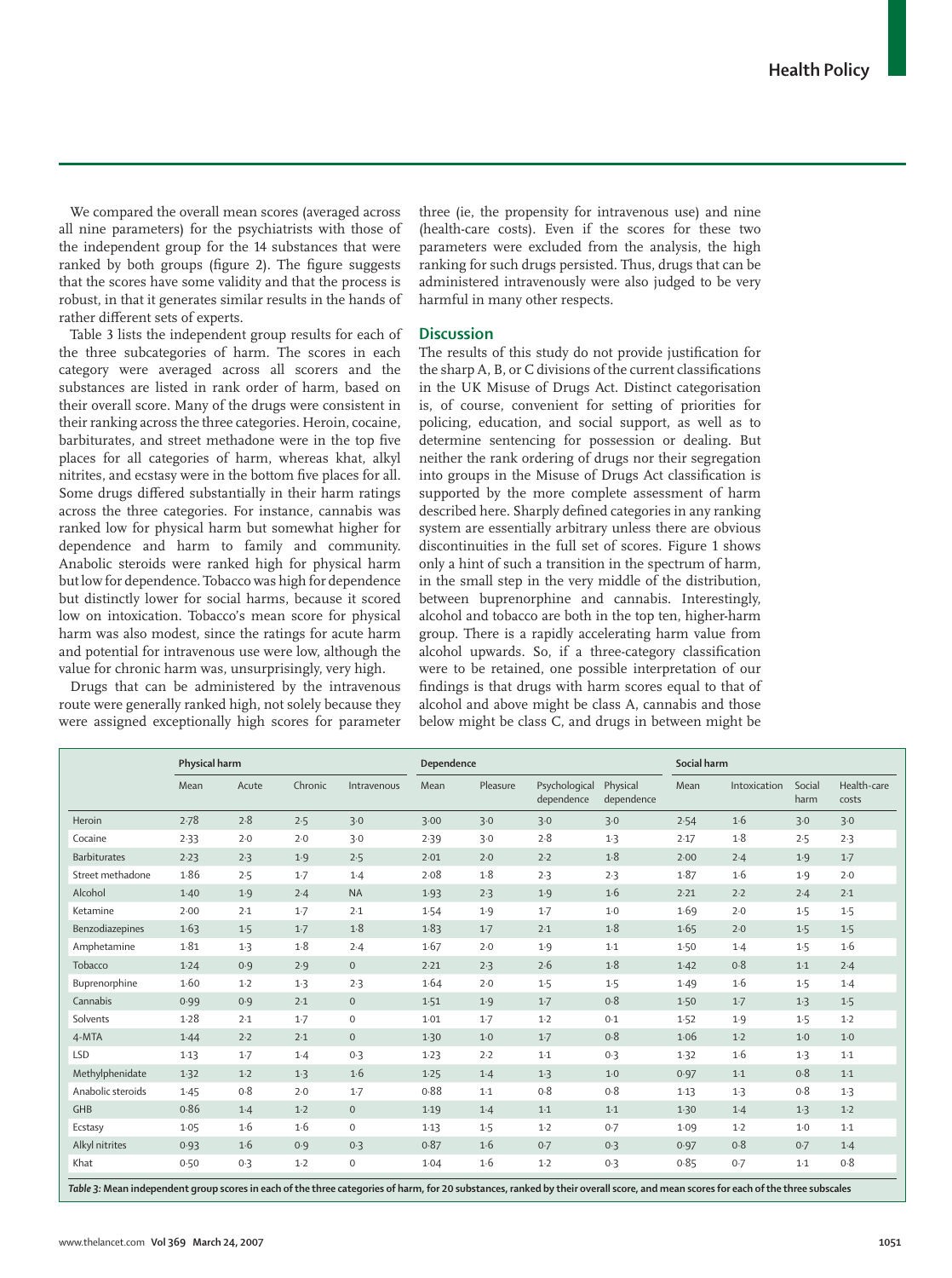We compared the overall mean scores (averaged across all nine parameters) for the psychiatrists with those of the independent group for the 14 substances that were ranked by both groups (figure 2). The figure suggests that the scores have some validity and that the process is robust, in that it generates similar results in the hands of rather different sets of experts.

Table 3 lists the independent group results for each of the three subcategories of harm. The scores in each category were averaged across all scorers and the substances are listed in rank order of harm, based on their overall score. Many of the drugs were consistent in their ranking across the three categories. Heroin, cocaine, barbiturates, and street methadone were in the top five places for all categories of harm, whereas khat, alkyl nitrites, and ecstasy were in the bottom five places for all. Some drugs differed substantially in their harm ratings across the three categories. For instance, cannabis was ranked low for physical harm but somewhat higher for dependence and harm to family and community. Anabolic steroids were ranked high for physical harm but low for dependence. Tobacco was high for dependence but distinctly lower for social harms, because it scored low on intoxication. Tobacco's mean score for physical harm was also modest, since the ratings for acute harm and potential for intravenous use were low, although the value for chronic harm was, unsurprisingly, very high.

Drugs that can be administered by the intravenous route were generally ranked high, not solely because they were assigned exceptionally high scores for parameter three (ie, the propensity for intravenous use) and nine (health-care costs). Even if the scores for these two parameters were excluded from the analysis, the high ranking for such drugs persisted. Thus, drugs that can be administered intravenously were also judged to be very harmful in many other respects.

## Discussion

The results of this study do not provide justification for the sharp A, B, or C divisions of the current classifications in the UK Misuse of Drugs Act. Distinct categorisation is, of course, convenient for setting of priorities for policing, education, and social support, as well as to determine sentencing for possession or dealing. But neither the rank ordering of drugs nor their segregation into groups in the Misuse of Drugs Act classification is supported by the more complete assessment of harm described here. Sharply defined categories in any ranking system are essentially arbitrary unless there are obvious discontinuities in the full set of scores. Figure 1 shows only a hint of such a transition in the spectrum of harm, in the small step in the very middle of the distribution, between buprenorphine and cannabis. Interestingly, alcohol and tobacco are both in the top ten, higher-harm group. There is a rapidly accelerating harm value from alcohol upwards. So, if a three-category classification were to be retained, one possible interpretation of our findings is that drugs with harm scores equal to that of alcohol and above might be class A, cannabis and those below might be class C, and drugs in between might be

| | Physical harm | | | | Dependence | | | | Social harm | | | |
|---|---|---|---|---|---|---|---|---|---|---|---|---|
| | Mean | Acute | Chronic | Intravenous | Mean | Pleasure | Psychological dependence | Physical dependence | Mean | Intoxication | Social harm | Health-care costs |
| Heroin | 2·78 | 2·8 | 2·5 | 3·0 | 3·00 | 3·0 | 3·0 | 3·0 | 2·54 | 1·6 | 3·0 | 3·0 |
| Cocaine | 2·33 | 2·0 | 2·0 | 3·0 | 2·39 | 3·0 | 2·8 | 1·3 | 2·17 | 1·8 | 2·5 | 2·3 |
| Barbiturates | 2·23 | 2·3 | 1·9 | 2·5 | 2·01 | 2·0 | 2·2 | 1·8 | 2·00 | 2·4 | 1·9 | 1·7 |
| Street methadone | 1·86 | 2·5 | 1·7 | 1·4 | 2·08 | 1·8 | 2·3 | 2·3 | 1·87 | 1·6 | 1·9 | 2·0 |
| Alcohol | 1·40 | 1·9 | 2·4 | NA | 1·93 | 2·3 | 1·9 | 1·6 | 2·21 | 2·2 | 2·4 | 2·1 |
| Ketamine | 2·00 | 2·1 | 1·7 | 2·1 | 1·54 | 1·9 | 1·7 | 1·0 | 1·69 | 2·0 | 1·5 | 1·5 |
| Benzodiazepines | 1·63 | 1·5 | 1·7 | 1·8 | 1·83 | 1·7 | 2·1 | 1·8 | 1·65 | 2·0 | 1·5 | 1·5 |
| Amphetamine | 1·81 | 1·3 | 1·8 | 2·4 | 1·67 | 2·0 | 1·9 | 1·1 | 1·50 | 1·4 | 1·5 | 1·6 |
| Tobacco | 1·24 | 0·9 | 2·9 | 0 | 2·21 | 2·3 | 2·6 | 1·8 | 1·42 | 0·8 | 1·1 | 2·4 |
| Buprenorphine | 1·60 | 1·2 | 1·3 | 2·3 | 1·64 | 2·0 | 1·5 | 1·5 | 1·49 | 1·6 | 1·5 | 1·4 |
| Cannabis | 0·99 | 0·9 | 2·1 | 0 | 1·51 | 1·9 | 1·7 | 0·8 | 1·50 | 1·7 | 1·3 | 1·5 |
| Solvents | 1·28 | 2·1 | 1·7 | 0 | 1·01 | 1·7 | 1·2 | 0·1 | 1·52 | 1·9 | 1·5 | 1·2 |
| 4-MTA | 1·44 | 2·2 | 2·1 | 0 | 1·30 | 1·0 | 1·7 | 0·8 | 1·06 | 1·2 | 1·0 | 1·0 |
| LSD | 1·13 | 1·7 | 1·4 | 0·3 | 1·23 | 2·2 | 1·1 | 0·3 | 1·32 | 1·6 | 1·3 | 1·1 |
| Methylphenidate | 1·32 | 1·2 | 1·3 | 1·6 | 1·25 | 1·4 | 1·3 | 1·0 | 0·97 | 1·1 | 0·8 | 1·1 |
| Anabolic steroids | 1·45 | 0·8 | 2·0 | 1·7 | 0·88 | 1·1 | 0·8 | 0·8 | 1·13 | 1·3 | 0·8 | 1·3 |
| GHB | 0·86 | 1·4 | 1·2 | 0 | 1·19 | 1·4 | 1·1 | 1·1 | 1·30 | 1·4 | 1·3 | 1·2 |
| Ecstasy | 1·05 | 1·6 | 1·6 | 0 | 1·13 | 1·5 | 1·2 | 0·7 | 1·09 | 1·2 | 1·0 | 1·1 |
| Alkyl nitrites | 0·93 | 1·6 | 0·9 | 0·3 | 0·87 | 1·6 | 0·7 | 0·3 | 0·97 | 0·8 | 0·7 | 1·4 |
| Khat | 0·50 | 0·3 | 1·2 | 0 | 1·04 | 1·6 | 1·2 | 0·3 | 0·85 | 0·7 | 1·1 | 0·8 |

*Table 3:* **Mean independent group scores in each of the three categories of harm, for 20 substances, ranked by their overall score, and mean scores for each of the three subscales**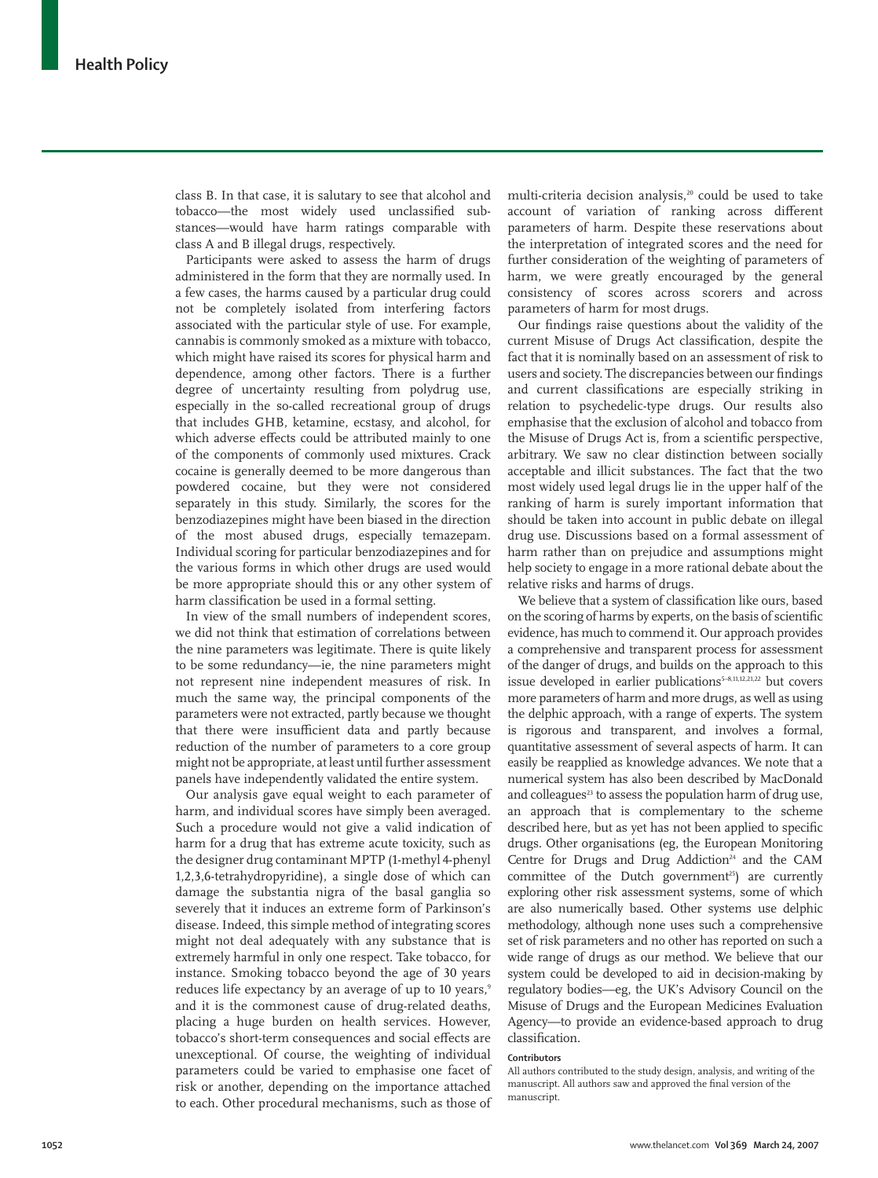class B. In that case, it is salutary to see that alcohol and tobacco—the most widely used unclassified substances—would have harm ratings comparable with class A and B illegal drugs, respectively.

Participants were asked to assess the harm of drugs administered in the form that they are normally used. In a few cases, the harms caused by a particular drug could not be completely isolated from interfering factors associated with the particular style of use. For example, cannabis is commonly smoked as a mixture with tobacco, which might have raised its scores for physical harm and dependence, among other factors. There is a further degree of uncertainty resulting from polydrug use, especially in the so-called recreational group of drugs that includes GHB, ketamine, ecstasy, and alcohol, for which adverse effects could be attributed mainly to one of the components of commonly used mixtures. Crack cocaine is generally deemed to be more dangerous than powdered cocaine, but they were not considered separately in this study. Similarly, the scores for the benzodiazepines might have been biased in the direction of the most abused drugs, especially temazepam. Individual scoring for particular benzodiazepines and for the various forms in which other drugs are used would be more appropriate should this or any other system of harm classification be used in a formal setting.

In view of the small numbers of independent scores, we did not think that estimation of correlations between the nine parameters was legitimate. There is quite likely to be some redundancy—ie, the nine parameters might not represent nine independent measures of risk. In much the same way, the principal components of the parameters were not extracted, partly because we thought that there were insufficient data and partly because reduction of the number of parameters to a core group might not be appropriate, at least until further assessment panels have independently validated the entire system.

Our analysis gave equal weight to each parameter of harm, and individual scores have simply been averaged. Such a procedure would not give a valid indication of harm for a drug that has extreme acute toxicity, such as the designer drug contaminant MPTP (1-methyl 4-phenyl 1,2,3,6-tetrahydropyridine), a single dose of which can damage the substantia nigra of the basal ganglia so severely that it induces an extreme form of Parkinson's disease. Indeed, this simple method of integrating scores might not deal adequately with any substance that is extremely harmful in only one respect. Take tobacco, for instance. Smoking tobacco beyond the age of 30 years reduces life expectancy by an average of up to 10 years,[9] and it is the commonest cause of drug-related deaths, placing a huge burden on health services. However, tobacco's short-term consequences and social effects are unexceptional. Of course, the weighting of individual parameters could be varied to emphasise one facet of risk or another, depending on the importance attached to each. Other procedural mechanisms, such as those of multi-criteria decision analysis,[20] could be used to take account of variation of ranking across different parameters of harm. Despite these reservations about the interpretation of integrated scores and the need for further consideration of the weighting of parameters of harm, we were greatly encouraged by the general consistency of scores across scorers and across parameters of harm for most drugs.

Our findings raise questions about the validity of the current Misuse of Drugs Act classification, despite the fact that it is nominally based on an assessment of risk to users and society. The discrepancies between our findings and current classifications are especially striking in relation to psychedelic-type drugs. Our results also emphasise that the exclusion of alcohol and tobacco from the Misuse of Drugs Act is, from a scientific perspective, arbitrary. We saw no clear distinction between socially acceptable and illicit substances. The fact that the two most widely used legal drugs lie in the upper half of the ranking of harm is surely important information that should be taken into account in public debate on illegal drug use. Discussions based on a formal assessment of harm rather than on prejudice and assumptions might help society to engage in a more rational debate about the relative risks and harms of drugs.

We believe that a system of classification like ours, based on the scoring of harms by experts, on the basis of scientific evidence, has much to commend it. Our approach provides a comprehensive and transparent process for assessment of the danger of drugs, and builds on the approach to this issue developed in earlier publications[5–8,11,12,21,22] but covers more parameters of harm and more drugs, as well as using the delphic approach, with a range of experts. The system is rigorous and transparent, and involves a formal, quantitative assessment of several aspects of harm. It can easily be reapplied as knowledge advances. We note that a numerical system has also been described by MacDonald and colleagues[23] to assess the population harm of drug use, an approach that is complementary to the scheme described here, but as yet has not been applied to specific drugs. Other organisations (eg, the European Monitoring Centre for Drugs and Drug Addiction[24] and the CAM committee of the Dutch government[25]) are currently exploring other risk assessment systems, some of which are also numerically based. Other systems use delphic methodology, although none uses such a comprehensive set of risk parameters and no other has reported on such a wide range of drugs as our method. We believe that our system could be developed to aid in decision-making by regulatory bodies—eg, the UK's Advisory Council on the Misuse of Drugs and the European Medicines Evaluation Agency—to provide an evidence-based approach to drug classification.

#### Contributors

All authors contributed to the study design, analysis, and writing of the manuscript. All authors saw and approved the final version of the manuscript.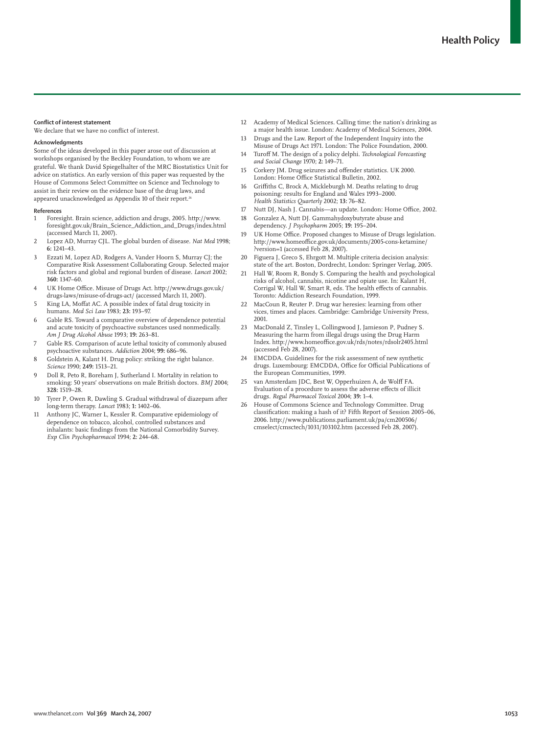**Conflict of interest statement**

We declare that we have no conflict of interest.

**Acknowledgments**

Some of the ideas developed in this paper arose out of discussion at workshops organised by the Beckley Foundation, to whom we are grateful. We thank David Spiegelhalter of the MRC Biostatistics Unit for advice on statistics. An early version of this paper was requested by the House of Commons Select Committee on Science and Technology to assist in their review on the evidence base of the drug laws, and appeared unacknowledged as Appendix 10 of their report.[26]

**References**

1. Foresight. Brain science, addiction and drugs, 2005. http://www.foresight.gov.uk/Brain_Science_Addiction_and_Drugs/index.html (accessed March 11, 2007).
2. Lopez AD, Murray CJL. The global burden of disease. *Nat Med* 1998; **6:** 1241–43.
3. Ezzati M, Lopez AD, Rodgers A, Vander Hoorn S, Murray CJ; the Comparative Risk Assessment Collaborating Group. Selected major risk factors and global and regional burden of disease. *Lancet* 2002; **360:** 1347–60.
4. UK Home Office. Misuse of Drugs Act. http://www.drugs.gov.uk/drugs-laws/misuse-of-drugs-act/ (accessed March 11, 2007).
5. King LA, Moffat AC. A possible index of fatal drug toxicity in humans. *Med Sci Law* 1983; **23:** 193–97.
6. Gable RS. Toward a comparative overview of dependence potential and acute toxicity of psychoactive substances used nonmedically. *Am J Drug Alcohol Abuse* 1993; **19:** 263–81.
7. Gable RS. Comparison of acute lethal toxicity of commonly abused psychoactive substances. *Addiction* 2004; **99:** 686–96.
8. Goldstein A, Kalant H. Drug policy: striking the right balance. *Science* 1990; **249:** 1513–21.
9. Doll R, Peto R, Boreham J, Sutherland I. Mortality in relation to smoking: 50 years' observations on male British doctors. *BMJ* 2004; **328:** 1519–28.
10. Tyrer P, Owen R, Dawling S. Gradual withdrawal of diazepam after long-term therapy. *Lancet* 1983; **1:** 1402–06.
11. Anthony JC, Warner L, Kessler R. Comparative epidemiology of dependence on tobacco, alcohol, controlled substances and inhalants: basic findings from the National Comorbidity Survey. *Exp Clin Psychopharmacol* 1994; **2:** 244–68.
12. Academy of Medical Sciences. Calling time: the nation's drinking as a major health issue. London: Academy of Medical Sciences, 2004.
13. Drugs and the Law. Report of the Independent Inquiry into the Misuse of Drugs Act 1971. London: The Police Foundation, 2000.
14. Turoff M. The design of a policy delphi. *Technological Forecasting and Social Change* 1970; **2:** 149–71.
15. Corkery JM. Drug seizures and offender statistics. UK 2000. London: Home Office Statistical Bulletin, 2002.
16. Griffiths C, Brock A, Mickleburgh M. Deaths relating to drug poisoning: results for England and Wales 1993–2000. *Health Statistics Quarterly* 2002; **13:** 76–82.
17. Nutt DJ, Nash J. Cannabis—an update. London: Home Office, 2002.
18. Gonzalez A, Nutt DJ. Gammahydoxybutyrate abuse and dependency. *J Psychopharm* 2005; **19:** 195–204.
19. UK Home Office. Proposed changes to Misuse of Drugs legislation. http://www.homeoffice.gov.uk/documents/2005-cons-ketamine/?version=1 (accessed Feb 28, 2007).
20. Figuera J, Greco S, Ehrgott M. Multiple criteria decision analysis: state of the art. Boston, Dordrecht, London: Springer Verlag, 2005.
21. Hall W, Room R, Bondy S. Comparing the health and psychological risks of alcohol, cannabis, nicotine and opiate use. In: Kalant H, Corrigal W, Hall W, Smart R, eds. The health effects of cannabis. Toronto: Addiction Research Foundation, 1999.
22. MacCoun R, Reuter P. Drug war heresies: learning from other vices, times and places. Cambridge: Cambridge University Press, 2001.
23. MacDonald Z, Tinsley L, Collingwood J, Jamieson P, Pudney S. Measuring the harm from illegal drugs using the Drug Harm Index. http://www.homeoffice.gov.uk/rds/notes/rdsolr2405.html (accessed Feb 28, 2007).
24. EMCDDA. Guidelines for the risk assessment of new synthetic drugs. Luxembourg: EMCDDA, Office for Official Publications of the European Communities, 1999.
25. van Amsterdam JDC, Best W, Opperhuizen A, de Wolff FA. Evaluation of a procedure to assess the adverse effects of illicit drugs. *Regul Pharmacol Toxicol* 2004; **39:** 1–4.
26. House of Commons Science and Technology Committee. Drug classification: making a hash of it? Fifth Report of Session 2005–06, 2006. http://www.publications.parliament.uk/pa/cm200506/cmselect/cmsctech/1031/103102.htm (accessed Feb 28, 2007).